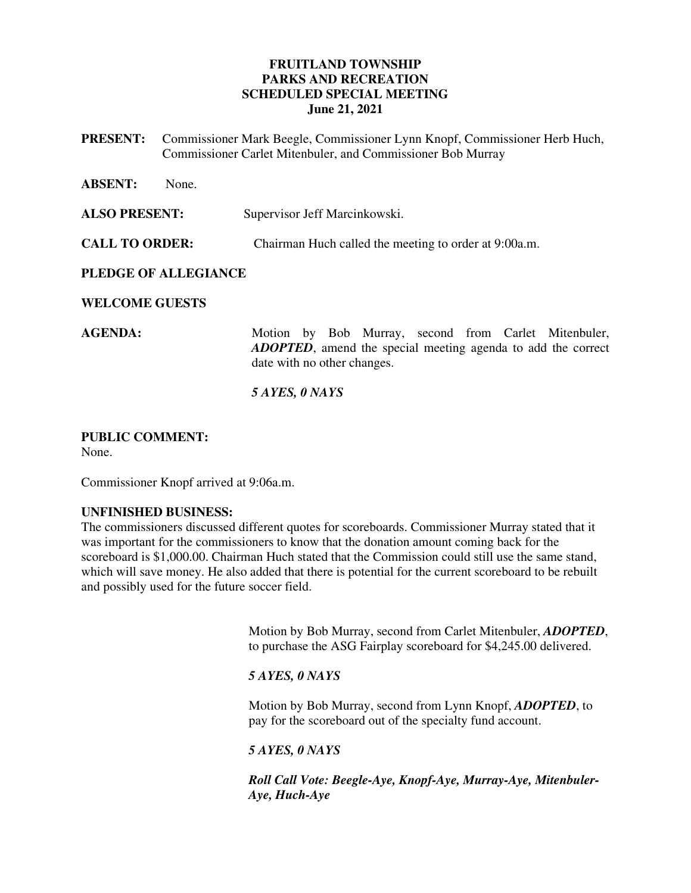# FRUITLAND TOWNSHIP
## PARKS AND RECREATION
## SCHEDULED SPECIAL MEETING
## June 21, 2021

**PRESENT:** Commissioner Mark Beegle, Commissioner Lynn Knopf, Commissioner Herb Huch, Commissioner Carlet Mitenbuler, and Commissioner Bob Murray

**ABSENT:** None.

**ALSO PRESENT:** Supervisor Jeff Marcinkowski.

**CALL TO ORDER:** Chairman Huch called the meeting to order at 9:00a.m.

**PLEDGE OF ALLEGIANCE**

**WELCOME GUESTS**

**AGENDA:** Motion by Bob Murray, second from Carlet Mitenbuler, ***ADOPTED***, amend the special meeting agenda to add the correct date with no other changes.

***5 AYES, 0 NAYS***

**PUBLIC COMMENT:**
None.

Commissioner Knopf arrived at 9:06a.m.

**UNFINISHED BUSINESS:**
The commissioners discussed different quotes for scoreboards. Commissioner Murray stated that it was important for the commissioners to know that the donation amount coming back for the scoreboard is $1,000.00. Chairman Huch stated that the Commission could still use the same stand, which will save money. He also added that there is potential for the current scoreboard to be rebuilt and possibly used for the future soccer field.

Motion by Bob Murray, second from Carlet Mitenbuler, ***ADOPTED***, to purchase the ASG Fairplay scoreboard for $4,245.00 delivered.

***5 AYES, 0 NAYS***

Motion by Bob Murray, second from Lynn Knopf, ***ADOPTED***, to pay for the scoreboard out of the specialty fund account.

***5 AYES, 0 NAYS***

***Roll Call Vote: Beegle-Aye, Knopf-Aye, Murray-Aye, Mitenbuler-Aye, Huch-Aye***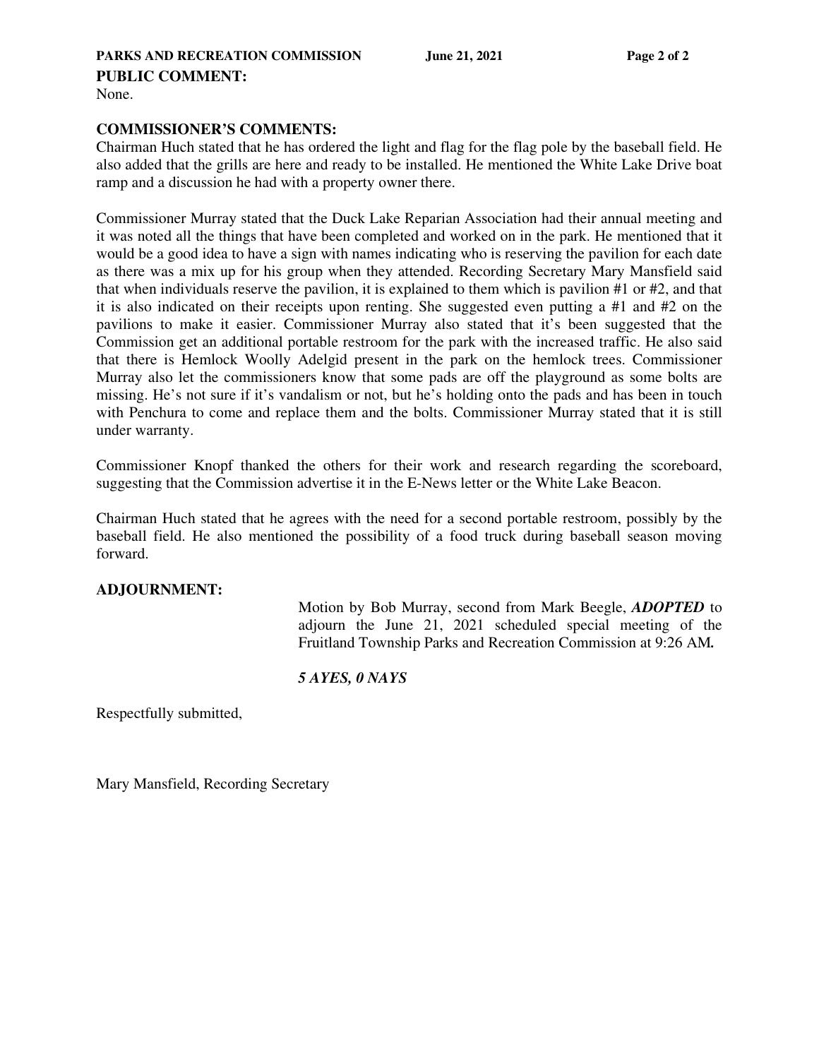**PUBLIC COMMENT:**

None.

**COMMISSIONER'S COMMENTS:**

Chairman Huch stated that he has ordered the light and flag for the flag pole by the baseball field. He also added that the grills are here and ready to be installed. He mentioned the White Lake Drive boat ramp and a discussion he had with a property owner there.

Commissioner Murray stated that the Duck Lake Reparian Association had their annual meeting and it was noted all the things that have been completed and worked on in the park. He mentioned that it would be a good idea to have a sign with names indicating who is reserving the pavilion for each date as there was a mix up for his group when they attended. Recording Secretary Mary Mansfield said that when individuals reserve the pavilion, it is explained to them which is pavilion #1 or #2, and that it is also indicated on their receipts upon renting. She suggested even putting a #1 and #2 on the pavilions to make it easier. Commissioner Murray also stated that it's been suggested that the Commission get an additional portable restroom for the park with the increased traffic. He also said that there is Hemlock Woolly Adelgid present in the park on the hemlock trees. Commissioner Murray also let the commissioners know that some pads are off the playground as some bolts are missing. He's not sure if it's vandalism or not, but he's holding onto the pads and has been in touch with Penchura to come and replace them and the bolts. Commissioner Murray stated that it is still under warranty.

Commissioner Knopf thanked the others for their work and research regarding the scoreboard, suggesting that the Commission advertise it in the E-News letter or the White Lake Beacon.

Chairman Huch stated that he agrees with the need for a second portable restroom, possibly by the baseball field. He also mentioned the possibility of a food truck during baseball season moving forward.

**ADJOURNMENT:**

Motion by Bob Murray, second from Mark Beegle, ***ADOPTED*** to adjourn the June 21, 2021 scheduled special meeting of the Fruitland Township Parks and Recreation Commission at 9:26 AM**.**

***5 AYES, 0 NAYS***

Respectfully submitted,

Mary Mansfield, Recording Secretary